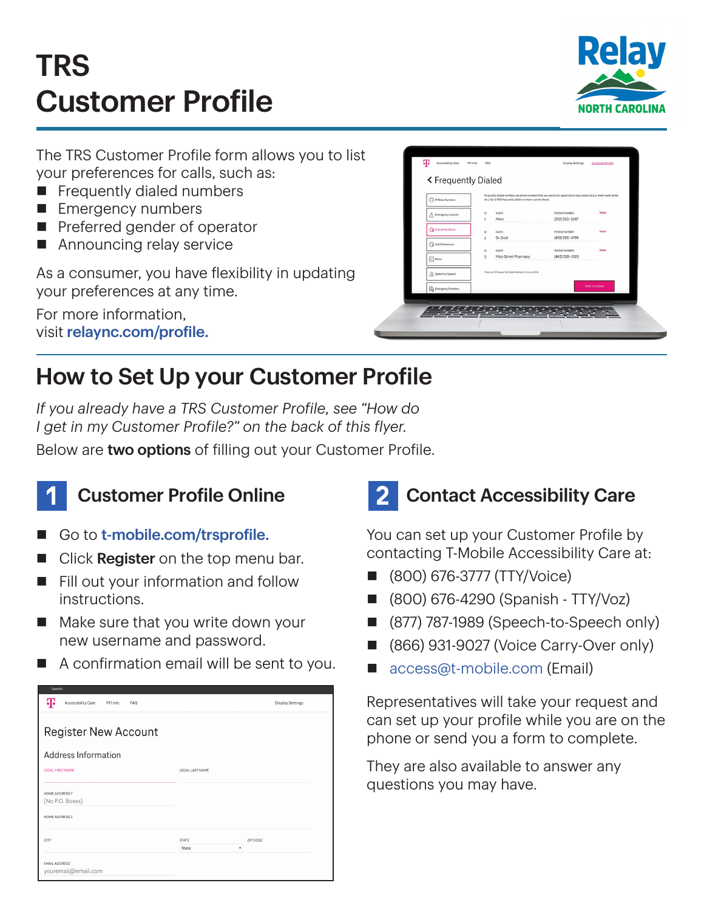# TRS Customer Profile

The TRS Customer Profile form allows you to list your preferences for calls, such as:

- Frequently dialed numbers
- Emergency numbers
- Preferred gender of operator
- Announcing relay service

As a consumer, you have flexibility in updating your preferences at any time.

For more information, visit **relaync.com/profile.**

## How to Set Up your Customer Profile

*If you already have a TRS Customer Profile, see "How do I get in my Customer Profile?" on the back of this flyer.*

Below are **two options** of filling out your Customer Profile.

### 1 Customer Profile Online

- Go to **t-mobile.com/trsprofile.**
- Click **Register** on the top menu bar.
- Fill out your information and follow instructions.
- Make sure that you write down your new username and password.
- A confirmation email will be sent to you.

### 2 Contact Accessibility Care

You can set up your Customer Profile by contacting T-Mobile Accessibility Care at:

- (800) 676-3777 (TTY/Voice)
- (800) 676-4290 (Spanish - TTY/Voz)
- (877) 787-1989 (Speech-to-Speech only)
- (866) 931-9027 (Voice Carry-Over only)
- access@t-mobile.com (Email)

Representatives will take your request and can set up your profile while you are on the phone or send you a form to complete.

They are also available to answer any questions you may have.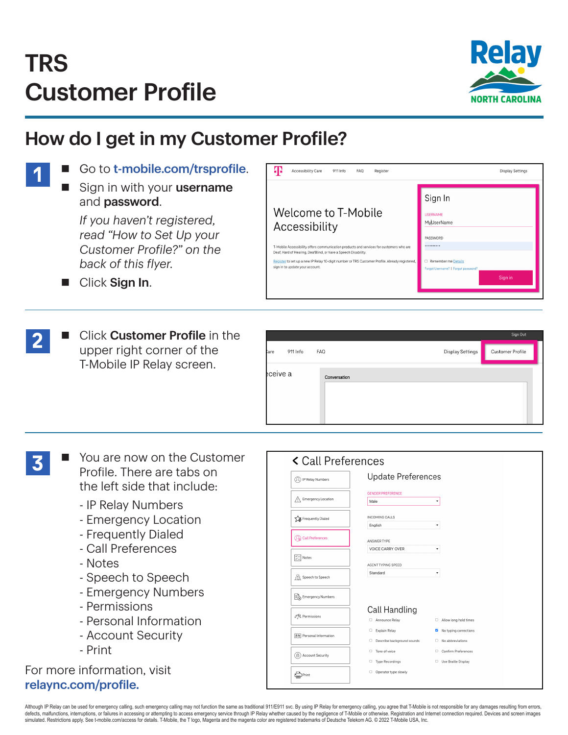# TRS Customer Profile

Relay NORTH CAROLINA

## How do I get in my Customer Profile?

**1**

- Go to **t-mobile.com/trsprofile**.
- Sign in with your **username** and **password**.

  *If you haven't registered, read "How to Set Up your Customer Profile?" on the back of this flyer.*
- Click **Sign In**.

**2**

- Click **Customer Profile** in the upper right corner of the T-Mobile IP Relay screen.

**3**

- You are now on the Customer Profile. There are tabs on the left side that include:

  - IP Relay Numbers
  - Emergency Location
  - Frequently Dialed
  - Call Preferences
  - Notes
  - Speech to Speech
  - Emergency Numbers
  - Permissions
  - Personal Information
  - Account Security
  - Print

For more information, visit **relaync.com/profile.**

Although IP Relay can be used for emergency calling, such emergency calling may not function the same as traditional 911/E911 svc. By using IP Relay for emergency calling, you agree that T-Mobile is not responsible for any damages resulting from errors, defects, malfunctions, interruptions, or failures in accessing or attempting to access emergency service through IP Relay whether caused by the negligence of T-Mobile or otherwise. Registration and Internet connection required. Devices and screen images simulated. Restrictions apply. See t-mobile.com/access for details. T-Mobile, the T logo, Magenta and the magenta color are registered trademarks of Deutsche Telekom AG. © 2022 T-Mobile USA, Inc.